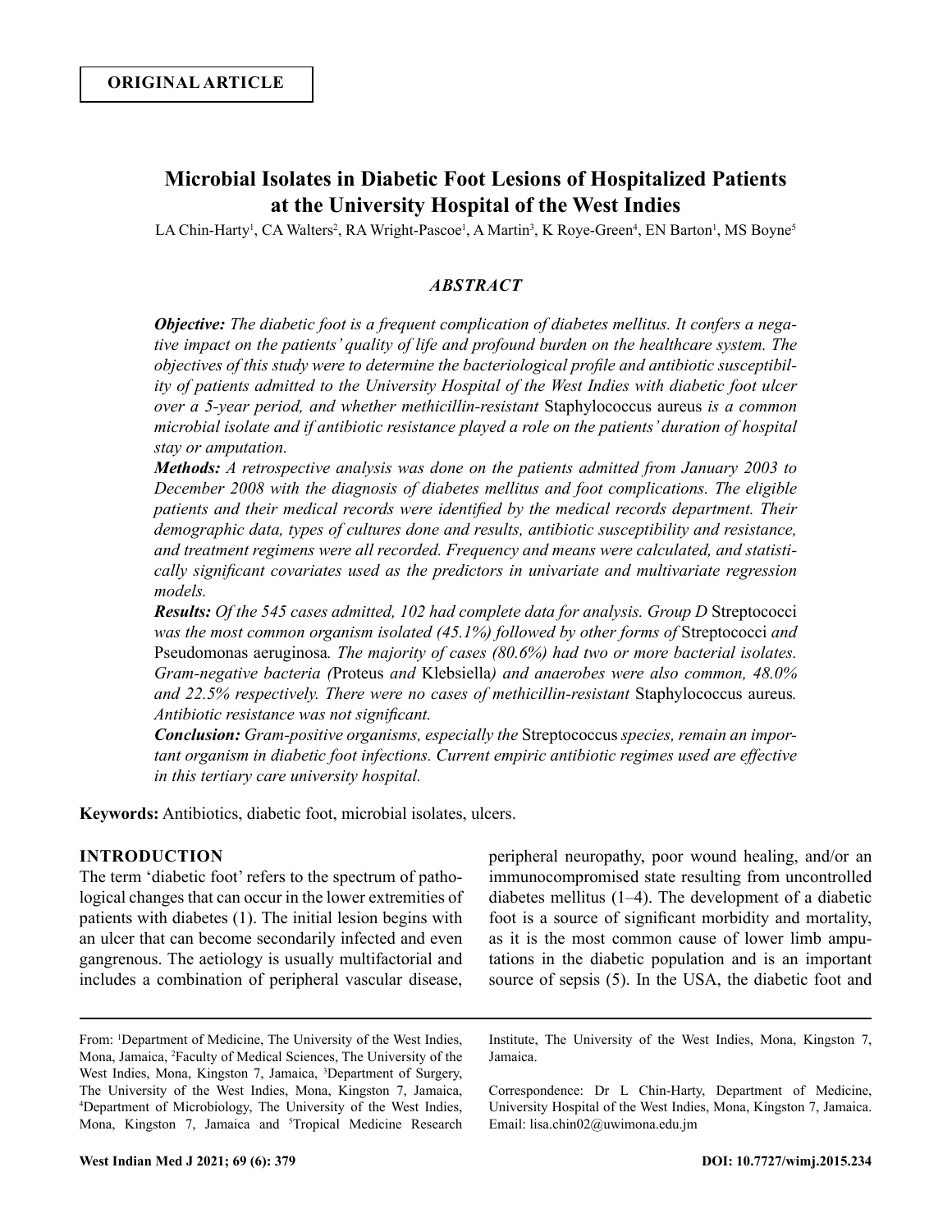**ORIGINAL ARTICLE**

# Microbial Isolates in Diabetic Foot Lesions of Hospitalized Patients at the University Hospital of the West Indies

LA Chin-Harty[1], CA Walters[2], RA Wright-Pascoe[1], A Martin[3], K Roye-Green[4], EN Barton[1], MS Boyne[5]

## *ABSTRACT*

***Objective:*** *The diabetic foot is a frequent complication of diabetes mellitus. It confers a negative impact on the patients' quality of life and profound burden on the healthcare system. The objectives of this study were to determine the bacteriological profile and antibiotic susceptibility of patients admitted to the University Hospital of the West Indies with diabetic foot ulcer over a 5-year period, and whether methicillin-resistant* Staphylococcus aureus *is a common microbial isolate and if antibiotic resistance played a role on the patients' duration of hospital stay or amputation.*

***Methods:*** *A retrospective analysis was done on the patients admitted from January 2003 to December 2008 with the diagnosis of diabetes mellitus and foot complications. The eligible patients and their medical records were identified by the medical records department. Their demographic data, types of cultures done and results, antibiotic susceptibility and resistance, and treatment regimens were all recorded. Frequency and means were calculated, and statistically significant covariates used as the predictors in univariate and multivariate regression models.*

***Results:*** *Of the 545 cases admitted, 102 had complete data for analysis. Group D* Streptococci *was the most common organism isolated (45.1%) followed by other forms of* Streptococci *and* Pseudomonas aeruginosa*. The majority of cases (80.6%) had two or more bacterial isolates. Gram-negative bacteria (*Proteus *and* Klebsiella*) and anaerobes were also common, 48.0% and 22.5% respectively. There were no cases of methicillin-resistant* Staphylococcus aureus*. Antibiotic resistance was not significant.*

***Conclusion:*** *Gram-positive organisms, especially the* Streptococcus *species, remain an important organism in diabetic foot infections. Current empiric antibiotic regimes used are effective in this tertiary care university hospital.*

**Keywords:** Antibiotics, diabetic foot, microbial isolates, ulcers.

## INTRODUCTION

The term 'diabetic foot' refers to the spectrum of pathological changes that can occur in the lower extremities of patients with diabetes (1). The initial lesion begins with an ulcer that can become secondarily infected and even gangrenous. The aetiology is usually multifactorial and includes a combination of peripheral vascular disease, peripheral neuropathy, poor wound healing, and/or an immunocompromised state resulting from uncontrolled diabetes mellitus (1–4). The development of a diabetic foot is a source of significant morbidity and mortality, as it is the most common cause of lower limb amputations in the diabetic population and is an important source of sepsis (5). In the USA, the diabetic foot and

From: [1]Department of Medicine, The University of the West Indies, Mona, Jamaica, [2]Faculty of Medical Sciences, The University of the West Indies, Mona, Kingston 7, Jamaica, [3]Department of Surgery, The University of the West Indies, Mona, Kingston 7, Jamaica, [4]Department of Microbiology, The University of the West Indies, Mona, Kingston 7, Jamaica and [5]Tropical Medicine Research Institute, The University of the West Indies, Mona, Kingston 7, Jamaica.

Correspondence: Dr L Chin-Harty, Department of Medicine, University Hospital of the West Indies, Mona, Kingston 7, Jamaica. Email: lisa.chin02@uwimona.edu.jm

DOI: 10.7727/wimj.2015.234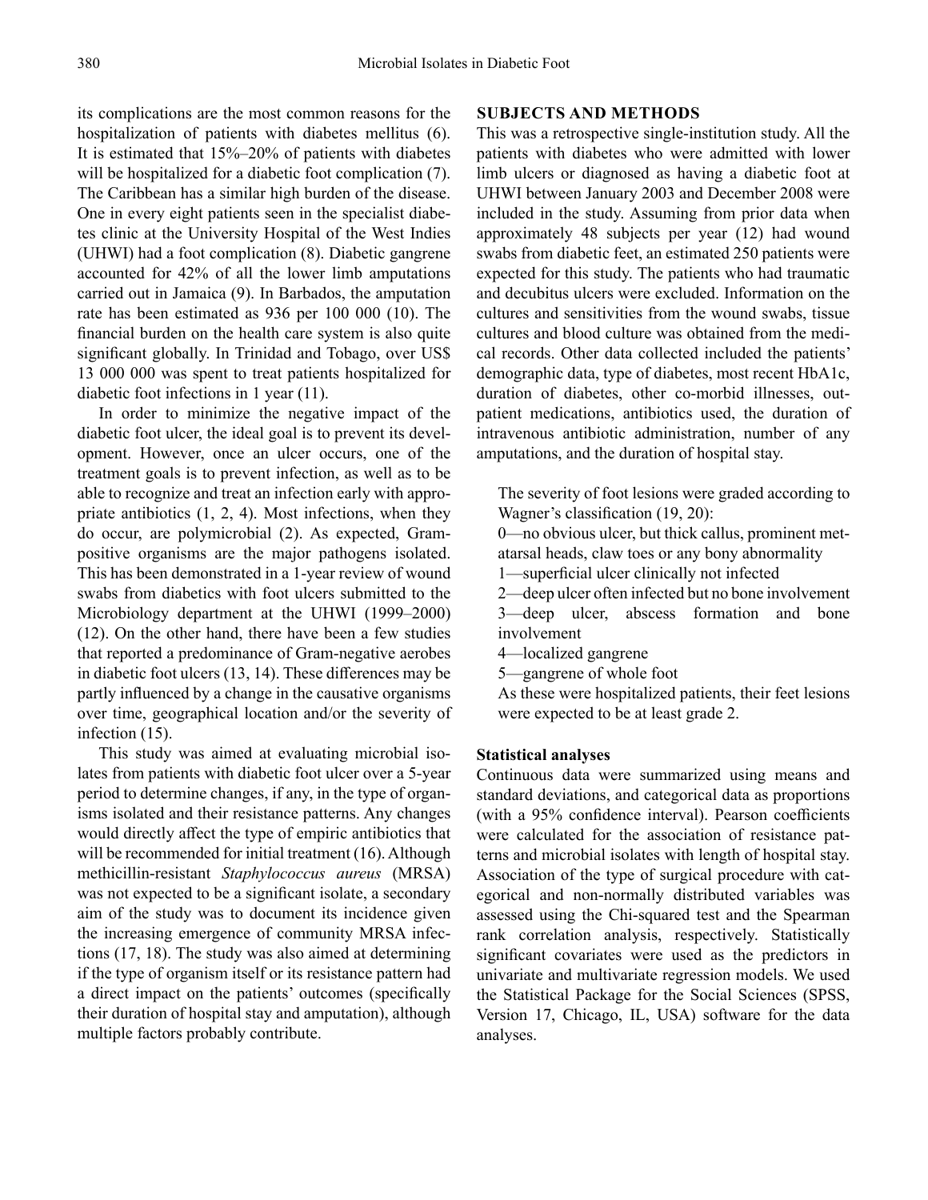its complications are the most common reasons for the hospitalization of patients with diabetes mellitus (6). It is estimated that 15%–20% of patients with diabetes will be hospitalized for a diabetic foot complication (7). The Caribbean has a similar high burden of the disease. One in every eight patients seen in the specialist diabetes clinic at the University Hospital of the West Indies (UHWI) had a foot complication (8). Diabetic gangrene accounted for 42% of all the lower limb amputations carried out in Jamaica (9). In Barbados, the amputation rate has been estimated as 936 per 100 000 (10). The financial burden on the health care system is also quite significant globally. In Trinidad and Tobago, over US$ 13 000 000 was spent to treat patients hospitalized for diabetic foot infections in 1 year (11).

In order to minimize the negative impact of the diabetic foot ulcer, the ideal goal is to prevent its development. However, once an ulcer occurs, one of the treatment goals is to prevent infection, as well as to be able to recognize and treat an infection early with appropriate antibiotics (1, 2, 4). Most infections, when they do occur, are polymicrobial (2). As expected, Gram-positive organisms are the major pathogens isolated. This has been demonstrated in a 1-year review of wound swabs from diabetics with foot ulcers submitted to the Microbiology department at the UHWI (1999–2000) (12). On the other hand, there have been a few studies that reported a predominance of Gram-negative aerobes in diabetic foot ulcers (13, 14). These differences may be partly influenced by a change in the causative organisms over time, geographical location and/or the severity of infection (15).

This study was aimed at evaluating microbial isolates from patients with diabetic foot ulcer over a 5-year period to determine changes, if any, in the type of organisms isolated and their resistance patterns. Any changes would directly affect the type of empiric antibiotics that will be recommended for initial treatment (16). Although methicillin-resistant *Staphylococcus aureus* (MRSA) was not expected to be a significant isolate, a secondary aim of the study was to document its incidence given the increasing emergence of community MRSA infections (17, 18). The study was also aimed at determining if the type of organism itself or its resistance pattern had a direct impact on the patients' outcomes (specifically their duration of hospital stay and amputation), although multiple factors probably contribute.

## SUBJECTS AND METHODS

This was a retrospective single-institution study. All the patients with diabetes who were admitted with lower limb ulcers or diagnosed as having a diabetic foot at UHWI between January 2003 and December 2008 were included in the study. Assuming from prior data when approximately 48 subjects per year (12) had wound swabs from diabetic feet, an estimated 250 patients were expected for this study. The patients who had traumatic and decubitus ulcers were excluded. Information on the cultures and sensitivities from the wound swabs, tissue cultures and blood culture was obtained from the medical records. Other data collected included the patients' demographic data, type of diabetes, most recent HbA1c, duration of diabetes, other co-morbid illnesses, outpatient medications, antibiotics used, the duration of intravenous antibiotic administration, number of any amputations, and the duration of hospital stay.

The severity of foot lesions were graded according to Wagner's classification (19, 20):

0—no obvious ulcer, but thick callus, prominent metatarsal heads, claw toes or any bony abnormality
1—superficial ulcer clinically not infected
2—deep ulcer often infected but no bone involvement
3—deep ulcer, abscess formation and bone involvement
4—localized gangrene
5—gangrene of whole foot

As these were hospitalized patients, their feet lesions were expected to be at least grade 2.

### Statistical analyses

Continuous data were summarized using means and standard deviations, and categorical data as proportions (with a 95% confidence interval). Pearson coefficients were calculated for the association of resistance patterns and microbial isolates with length of hospital stay. Association of the type of surgical procedure with categorical and non-normally distributed variables was assessed using the Chi-squared test and the Spearman rank correlation analysis, respectively. Statistically significant covariates were used as the predictors in univariate and multivariate regression models. We used the Statistical Package for the Social Sciences (SPSS, Version 17, Chicago, IL, USA) software for the data analyses.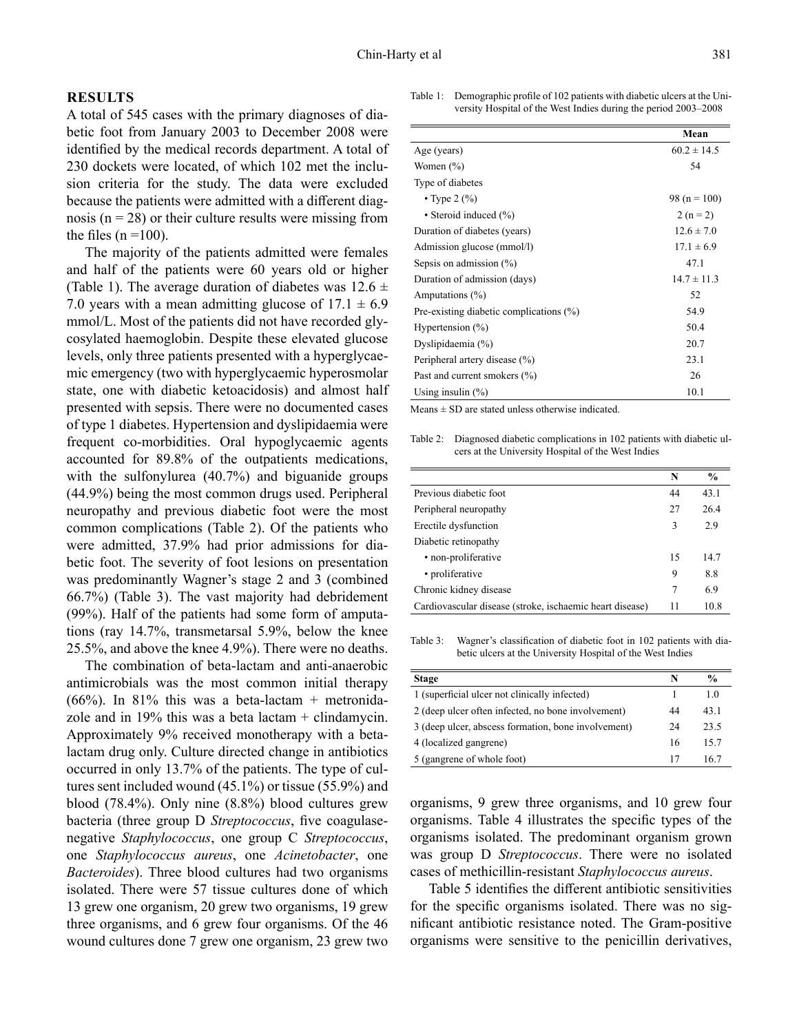## RESULTS

A total of 545 cases with the primary diagnoses of diabetic foot from January 2003 to December 2008 were identified by the medical records department. A total of 230 dockets were located, of which 102 met the inclusion criteria for the study. The data were excluded because the patients were admitted with a different diagnosis (n = 28) or their culture results were missing from the files (n =100).

The majority of the patients admitted were females and half of the patients were 60 years old or higher (Table 1). The average duration of diabetes was 12.6 ± 7.0 years with a mean admitting glucose of 17.1 ± 6.9 mmol/L. Most of the patients did not have recorded glycosylated haemoglobin. Despite these elevated glucose levels, only three patients presented with a hyperglycaemic emergency (two with hyperglycaemic hyperosmolar state, one with diabetic ketoacidosis) and almost half presented with sepsis. There were no documented cases of type 1 diabetes. Hypertension and dyslipidaemia were frequent co-morbidities. Oral hypoglycaemic agents accounted for 89.8% of the outpatients medications, with the sulfonylurea (40.7%) and biguanide groups (44.9%) being the most common drugs used. Peripheral neuropathy and previous diabetic foot were the most common complications (Table 2). Of the patients who were admitted, 37.9% had prior admissions for diabetic foot. The severity of foot lesions on presentation was predominantly Wagner's stage 2 and 3 (combined 66.7%) (Table 3). The vast majority had debridement (99%). Half of the patients had some form of amputations (ray 14.7%, transmetarsal 5.9%, below the knee 25.5%, and above the knee 4.9%). There were no deaths.

The combination of beta-lactam and anti-anaerobic antimicrobials was the most common initial therapy (66%). In 81% this was a beta-lactam + metronidazole and in 19% this was a beta lactam + clindamycin. Approximately 9% received monotherapy with a beta-lactam drug only. Culture directed change in antibiotics occurred in only 13.7% of the patients. The type of cultures sent included wound (45.1%) or tissue (55.9%) and blood (78.4%). Only nine (8.8%) blood cultures grew bacteria (three group D *Streptococcus*, five coagulase-negative *Staphylococcus*, one group C *Streptococcus*, one *Staphylococcus aureus*, one *Acinetobacter*, one *Bacteroides*). Three blood cultures had two organisms isolated. There were 57 tissue cultures done of which 13 grew one organism, 20 grew two organisms, 19 grew three organisms, and 6 grew four organisms. Of the 46 wound cultures done 7 grew one organism, 23 grew two organisms, 9 grew three organisms, and 10 grew four organisms. Table 4 illustrates the specific types of the organisms isolated. The predominant organism grown was group D *Streptococcus*. There were no isolated cases of methicillin-resistant *Staphylococcus aureus*.

Table 5 identifies the different antibiotic sensitivities for the specific organisms isolated. There was no significant antibiotic resistance noted. The Gram-positive organisms were sensitive to the penicillin derivatives,

Table 1: Demographic profile of 102 patients with diabetic ulcers at the University Hospital of the West Indies during the period 2003–2008

| | Mean |
|---|---|
| Age (years) | 60.2 ± 14.5 |
| Women (%) | 54 |
| Type of diabetes | |
| • Type 2 (%) | 98 (n = 100) |
| • Steroid induced (%) | 2 (n = 2) |
| Duration of diabetes (years) | 12.6 ± 7.0 |
| Admission glucose (mmol/l) | 17.1 ± 6.9 |
| Sepsis on admission (%) | 47.1 |
| Duration of admission (days) | 14.7 ± 11.3 |
| Amputations (%) | 52 |
| Pre-existing diabetic complications (%) | 54.9 |
| Hypertension (%) | 50.4 |
| Dyslipidaemia (%) | 20.7 |
| Peripheral artery disease (%) | 23.1 |
| Past and current smokers (%) | 26 |
| Using insulin (%) | 10.1 |

Means ± SD are stated unless otherwise indicated.

Table 2: Diagnosed diabetic complications in 102 patients with diabetic ulcers at the University Hospital of the West Indies

| | N | % |
|---|---|---|
| Previous diabetic foot | 44 | 43.1 |
| Peripheral neuropathy | 27 | 26.4 |
| Erectile dysfunction | 3 | 2.9 |
| Diabetic retinopathy | | |
| • non-proliferative | 15 | 14.7 |
| • proliferative | 9 | 8.8 |
| Chronic kidney disease | 7 | 6.9 |
| Cardiovascular disease (stroke, ischaemic heart disease) | 11 | 10.8 |

Table 3: Wagner's classification of diabetic foot in 102 patients with diabetic ulcers at the University Hospital of the West Indies

| Stage | N | % |
|---|---|---|
| 1 (superficial ulcer not clinically infected) | 1 | 1.0 |
| 2 (deep ulcer often infected, no bone involvement) | 44 | 43.1 |
| 3 (deep ulcer, abscess formation, bone involvement) | 24 | 23.5 |
| 4 (localized gangrene) | 16 | 15.7 |
| 5 (gangrene of whole foot) | 17 | 16.7 |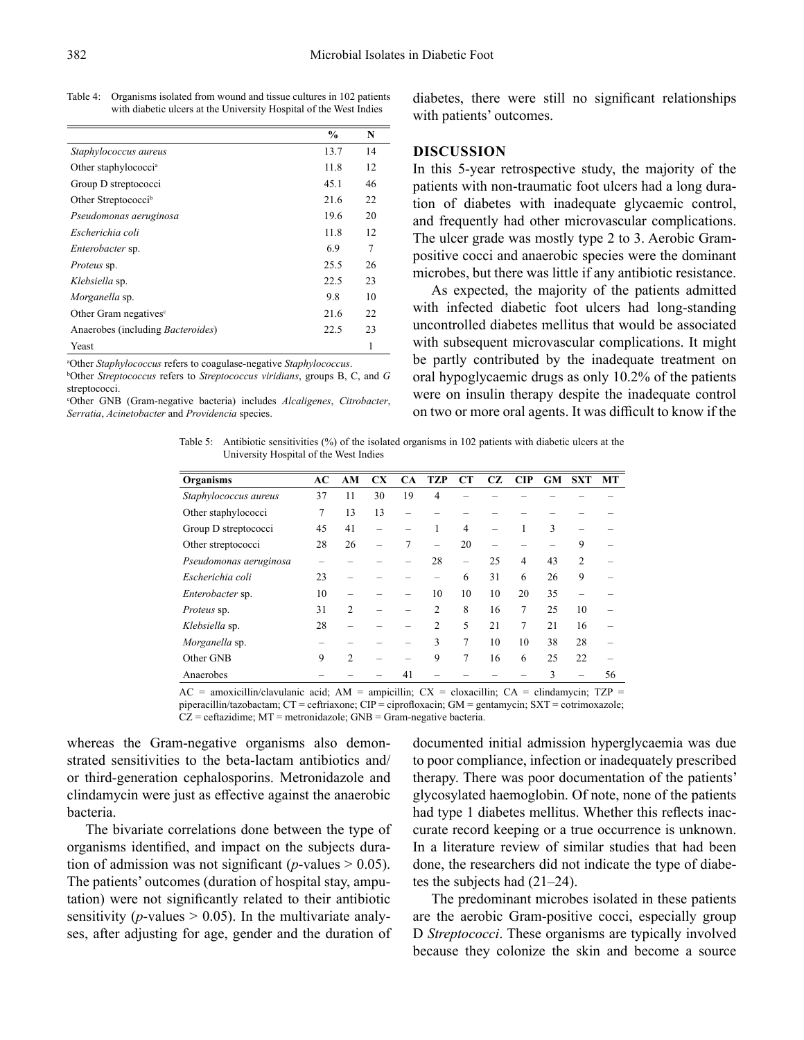Table 4: Organisms isolated from wound and tissue cultures in 102 patients with diabetic ulcers at the University Hospital of the West Indies

| | % | N |
|---|---|---|
| *Staphylococcus aureus* | 13.7 | 14 |
| Other staphylococci[a] | 11.8 | 12 |
| Group D streptococci | 45.1 | 46 |
| Other Streptococci[b] | 21.6 | 22 |
| *Pseudomonas aeruginosa* | 19.6 | 20 |
| *Escherichia coli* | 11.8 | 12 |
| *Enterobacter* sp. | 6.9 | 7 |
| *Proteus* sp. | 25.5 | 26 |
| *Klebsiella* sp. | 22.5 | 23 |
| *Morganella* sp. | 9.8 | 10 |
| Other Gram negatives[c] | 21.6 | 22 |
| Anaerobes (including *Bacteroides*) | 22.5 | 23 |
| Yeast | | 1 |

[a]Other *Staphylococcus* refers to coagulase-negative *Staphylococcus*.
[b]Other *Streptococcus* refers to *Streptococcus viridians*, groups B, C, and *G* streptococci.
[c]Other GNB (Gram-negative bacteria) includes *Alcaligenes*, *Citrobacter*, *Serratia*, *Acinetobacter* and *Providencia* species.

diabetes, there were still no significant relationships with patients' outcomes.

## DISCUSSION

In this 5-year retrospective study, the majority of the patients with non-traumatic foot ulcers had a long duration of diabetes with inadequate glycaemic control, and frequently had other microvascular complications. The ulcer grade was mostly type 2 to 3. Aerobic Gram-positive cocci and anaerobic species were the dominant microbes, but there was little if any antibiotic resistance.

As expected, the majority of the patients admitted with infected diabetic foot ulcers had long-standing uncontrolled diabetes mellitus that would be associated with subsequent microvascular complications. It might be partly contributed by the inadequate treatment on oral hypoglycaemic drugs as only 10.2% of the patients were on insulin therapy despite the inadequate control on two or more oral agents. It was difficult to know if the documented initial admission hyperglycaemia was due to poor compliance, infection or inadequately prescribed therapy. There was poor documentation of the patients' glycosylated haemoglobin. Of note, none of the patients had type 1 diabetes mellitus. Whether this reflects inaccurate record keeping or a true occurrence is unknown. In a literature review of similar studies that had been done, the researchers did not indicate the type of diabetes the subjects had (21–24).

The predominant microbes isolated in these patients are the aerobic Gram-positive cocci, especially group D *Streptococci*. These organisms are typically involved because they colonize the skin and become a source

Table 5: Antibiotic sensitivities (%) of the isolated organisms in 102 patients with diabetic ulcers at the University Hospital of the West Indies

| Organisms | AC | AM | CX | CA | TZP | CT | CZ | CIP | GM | SXT | MT |
|---|---|---|---|---|---|---|---|---|---|---|---|
| *Staphylococcus aureus* | 37 | 11 | 30 | 19 | 4 | – | – | – | – | – | – |
| Other staphylococci | 7 | 13 | 13 | – | – | – | – | – | – | – | – |
| Group D streptococci | 45 | 41 | – | – | 1 | 4 | – | 1 | 3 | – | – |
| Other streptococci | 28 | 26 | – | 7 | – | 20 | – | – | – | 9 | – |
| *Pseudomonas aeruginosa* | – | – | – | – | 28 | – | 25 | 4 | 43 | 2 | – |
| *Escherichia coli* | 23 | – | – | – | – | 6 | 31 | 6 | 26 | 9 | – |
| *Enterobacter* sp. | 10 | – | – | – | 10 | 10 | 10 | 20 | 35 | – | – |
| *Proteus* sp. | 31 | 2 | – | – | 2 | 8 | 16 | 7 | 25 | 10 | – |
| *Klebsiella* sp. | 28 | – | – | – | 2 | 5 | 21 | 7 | 21 | 16 | – |
| *Morganella* sp. | – | – | – | – | 3 | 7 | 10 | 10 | 38 | 28 | – |
| Other GNB | 9 | 2 | – | – | 9 | 7 | 16 | 6 | 25 | 22 | – |
| Anaerobes | – | – | – | 41 | – | – | – | – | 3 | – | 56 |

AC = amoxicillin/clavulanic acid; AM = ampicillin; CX = cloxacillin; CA = clindamycin; TZP = piperacillin/tazobactam; CT = ceftriaxone; CIP = ciprofloxacin; GM = gentamycin; SXT = cotrimoxazole; CZ = ceftazidime; MT = metronidazole; GNB = Gram-negative bacteria.

whereas the Gram-negative organisms also demonstrated sensitivities to the beta-lactam antibiotics and/or third-generation cephalosporins. Metronidazole and clindamycin were just as effective against the anaerobic bacteria.

The bivariate correlations done between the type of organisms identified, and impact on the subjects duration of admission was not significant ($p$-values > 0.05). The patients' outcomes (duration of hospital stay, amputation) were not significantly related to their antibiotic sensitivity ($p$-values > 0.05). In the multivariate analyses, after adjusting for age, gender and the duration of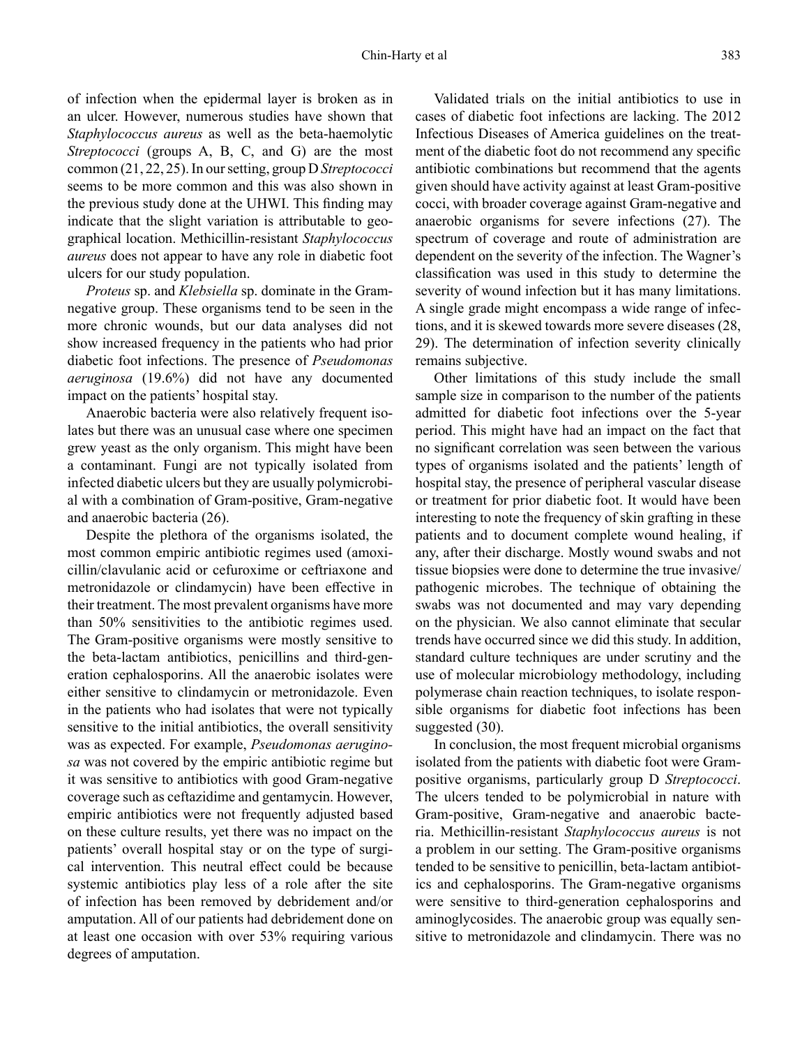of infection when the epidermal layer is broken as in an ulcer. However, numerous studies have shown that *Staphylococcus aureus* as well as the beta-haemolytic *Streptococci* (groups A, B, C, and G) are the most common (21, 22, 25). In our setting, group D *Streptococci* seems to be more common and this was also shown in the previous study done at the UHWI. This finding may indicate that the slight variation is attributable to geographical location. Methicillin-resistant *Staphylococcus aureus* does not appear to have any role in diabetic foot ulcers for our study population.

*Proteus* sp. and *Klebsiella* sp. dominate in the Gram-negative group. These organisms tend to be seen in the more chronic wounds, but our data analyses did not show increased frequency in the patients who had prior diabetic foot infections. The presence of *Pseudomonas aeruginosa* (19.6%) did not have any documented impact on the patients' hospital stay.

Anaerobic bacteria were also relatively frequent isolates but there was an unusual case where one specimen grew yeast as the only organism. This might have been a contaminant. Fungi are not typically isolated from infected diabetic ulcers but they are usually polymicrobial with a combination of Gram-positive, Gram-negative and anaerobic bacteria (26).

Despite the plethora of the organisms isolated, the most common empiric antibiotic regimes used (amoxicillin/clavulanic acid or cefuroxime or ceftriaxone and metronidazole or clindamycin) have been effective in their treatment. The most prevalent organisms have more than 50% sensitivities to the antibiotic regimes used. The Gram-positive organisms were mostly sensitive to the beta-lactam antibiotics, penicillins and third-generation cephalosporins. All the anaerobic isolates were either sensitive to clindamycin or metronidazole. Even in the patients who had isolates that were not typically sensitive to the initial antibiotics, the overall sensitivity was as expected. For example, *Pseudomonas aeruginosa* was not covered by the empiric antibiotic regime but it was sensitive to antibiotics with good Gram-negative coverage such as ceftazidime and gentamycin. However, empiric antibiotics were not frequently adjusted based on these culture results, yet there was no impact on the patients' overall hospital stay or on the type of surgical intervention. This neutral effect could be because systemic antibiotics play less of a role after the site of infection has been removed by debridement and/or amputation. All of our patients had debridement done on at least one occasion with over 53% requiring various degrees of amputation.

Validated trials on the initial antibiotics to use in cases of diabetic foot infections are lacking. The 2012 Infectious Diseases of America guidelines on the treatment of the diabetic foot do not recommend any specific antibiotic combinations but recommend that the agents given should have activity against at least Gram-positive cocci, with broader coverage against Gram-negative and anaerobic organisms for severe infections (27). The spectrum of coverage and route of administration are dependent on the severity of the infection. The Wagner's classification was used in this study to determine the severity of wound infection but it has many limitations. A single grade might encompass a wide range of infections, and it is skewed towards more severe diseases (28, 29). The determination of infection severity clinically remains subjective.

Other limitations of this study include the small sample size in comparison to the number of the patients admitted for diabetic foot infections over the 5-year period. This might have had an impact on the fact that no significant correlation was seen between the various types of organisms isolated and the patients' length of hospital stay, the presence of peripheral vascular disease or treatment for prior diabetic foot. It would have been interesting to note the frequency of skin grafting in these patients and to document complete wound healing, if any, after their discharge. Mostly wound swabs and not tissue biopsies were done to determine the true invasive/pathogenic microbes. The technique of obtaining the swabs was not documented and may vary depending on the physician. We also cannot eliminate that secular trends have occurred since we did this study. In addition, standard culture techniques are under scrutiny and the use of molecular microbiology methodology, including polymerase chain reaction techniques, to isolate responsible organisms for diabetic foot infections has been suggested (30).

In conclusion, the most frequent microbial organisms isolated from the patients with diabetic foot were Gram-positive organisms, particularly group D *Streptococci*. The ulcers tended to be polymicrobial in nature with Gram-positive, Gram-negative and anaerobic bacteria. Methicillin-resistant *Staphylococcus aureus* is not a problem in our setting. The Gram-positive organisms tended to be sensitive to penicillin, beta-lactam antibiotics and cephalosporins. The Gram-negative organisms were sensitive to third-generation cephalosporins and aminoglycosides. The anaerobic group was equally sensitive to metronidazole and clindamycin. There was no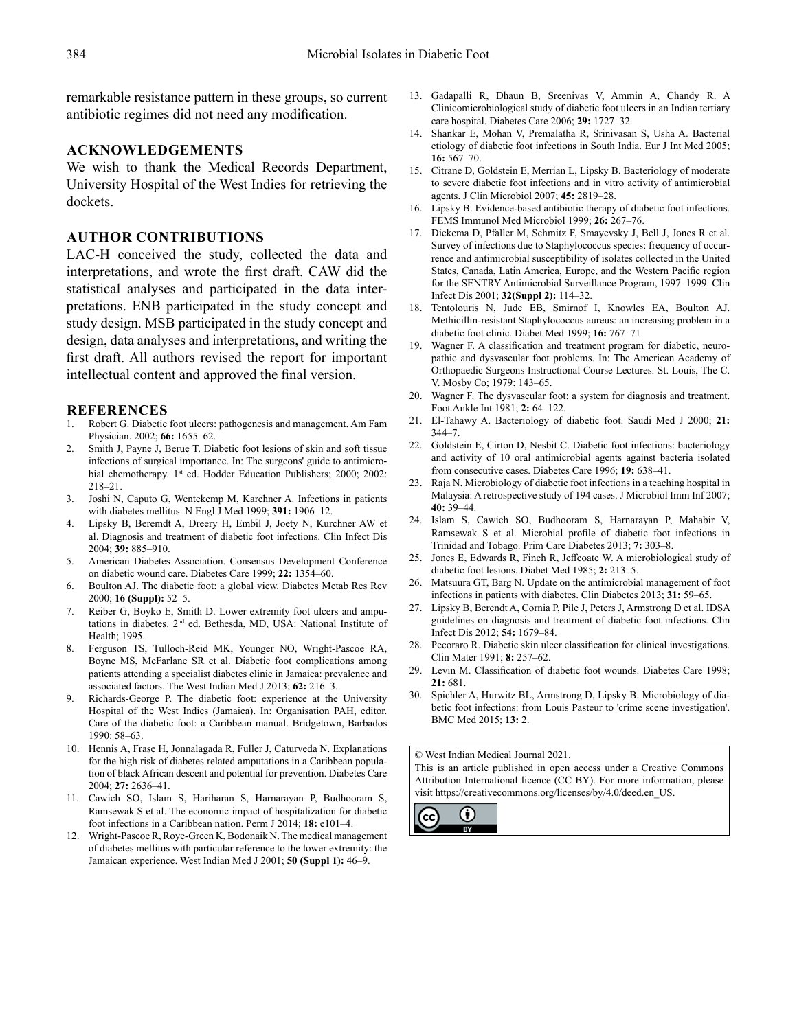remarkable resistance pattern in these groups, so current antibiotic regimes did not need any modification.

## ACKNOWLEDGEMENTS

We wish to thank the Medical Records Department, University Hospital of the West Indies for retrieving the dockets.

## AUTHOR CONTRIBUTIONS

LAC-H conceived the study, collected the data and interpretations, and wrote the first draft. CAW did the statistical analyses and participated in the data interpretations. ENB participated in the study concept and study design. MSB participated in the study concept and design, data analyses and interpretations, and writing the first draft. All authors revised the report for important intellectual content and approved the final version.

## REFERENCES

1. Robert G. Diabetic foot ulcers: pathogenesis and management. Am Fam Physician. 2002; **66:** 1655–62.
2. Smith J, Payne J, Berue T. Diabetic foot lesions of skin and soft tissue infections of surgical importance. In: The surgeons' guide to antimicrobial chemotherapy. 1st ed. Hodder Education Publishers; 2000; 2002: 218–21.
3. Joshi N, Caputo G, Wentekemp M, Karchner A. Infections in patients with diabetes mellitus. N Engl J Med 1999; **391:** 1906–12.
4. Lipsky B, Beremdt A, Dreery H, Embil J, Joety N, Kurchner AW et al. Diagnosis and treatment of diabetic foot infections. Clin Infect Dis 2004; **39:** 885–910.
5. American Diabetes Association. Consensus Development Conference on diabetic wound care. Diabetes Care 1999; **22:** 1354–60.
6. Boulton AJ. The diabetic foot: a global view. Diabetes Metab Res Rev 2000; **16 (Suppl):** 52–5.
7. Reiber G, Boyko E, Smith D. Lower extremity foot ulcers and amputations in diabetes. 2nd ed. Bethesda, MD, USA: National Institute of Health; 1995.
8. Ferguson TS, Tulloch-Reid MK, Younger NO, Wright-Pascoe RA, Boyne MS, McFarlane SR et al. Diabetic foot complications among patients attending a specialist diabetes clinic in Jamaica: prevalence and associated factors. The West Indian Med J 2013; **62:** 216–3.
9. Richards-George P. The diabetic foot: experience at the University Hospital of the West Indies (Jamaica). In: Organisation PAH, editor. Care of the diabetic foot: a Caribbean manual. Bridgetown, Barbados 1990: 58–63.
10. Hennis A, Frase H, Jonnalagada R, Fuller J, Caturveda N. Explanations for the high risk of diabetes related amputations in a Caribbean population of black African descent and potential for prevention. Diabetes Care 2004; **27:** 2636–41.
11. Cawich SO, Islam S, Hariharan S, Harnarayan P, Budhooram S, Ramsewak S et al. The economic impact of hospitalization for diabetic foot infections in a Caribbean nation. Perm J 2014; **18:** e101–4.
12. Wright-Pascoe R, Roye-Green K, Bodonaik N. The medical management of diabetes mellitus with particular reference to the lower extremity: the Jamaican experience. West Indian Med J 2001; **50 (Suppl 1):** 46–9.
13. Gadapalli R, Dhaun B, Sreenivas V, Ammin A, Chandy R. A Clinicomicrobiological study of diabetic foot ulcers in an Indian tertiary care hospital. Diabetes Care 2006; **29:** 1727–32.
14. Shankar E, Mohan V, Premalatha R, Srinivasan S, Usha A. Bacterial etiology of diabetic foot infections in South India. Eur J Int Med 2005; **16:** 567–70.
15. Citrane D, Goldstein E, Merrian L, Lipsky B. Bacteriology of moderate to severe diabetic foot infections and in vitro activity of antimicrobial agents. J Clin Microbiol 2007; **45:** 2819–28.
16. Lipsky B. Evidence-based antibiotic therapy of diabetic foot infections. FEMS Immunol Med Microbiol 1999; **26:** 267–76.
17. Diekema D, Pfaller M, Schmitz F, Smayevsky J, Bell J, Jones R et al. Survey of infections due to Staphylococcus species: frequency of occurrence and antimicrobial susceptibility of isolates collected in the United States, Canada, Latin America, Europe, and the Western Pacific region for the SENTRY Antimicrobial Surveillance Program, 1997–1999. Clin Infect Dis 2001; **32(Suppl 2):** 114–32.
18. Tentolouris N, Jude EB, Smirnof I, Knowles EA, Boulton AJ. Methicillin-resistant Staphylococcus aureus: an increasing problem in a diabetic foot clinic. Diabet Med 1999; **16:** 767–71.
19. Wagner F. A classification and treatment program for diabetic, neuropathic and dysvascular foot problems. In: The American Academy of Orthopaedic Surgeons Instructional Course Lectures. St. Louis, The C. V. Mosby Co; 1979: 143–65.
20. Wagner F. The dysvascular foot: a system for diagnosis and treatment. Foot Ankle Int 1981; **2:** 64–122.
21. El-Tahawy A. Bacteriology of diabetic foot. Saudi Med J 2000; **21:** 344–7.
22. Goldstein E, Cirton D, Nesbit C. Diabetic foot infections: bacteriology and activity of 10 oral antimicrobial agents against bacteria isolated from consecutive cases. Diabetes Care 1996; **19:** 638–41.
23. Raja N. Microbiology of diabetic foot infections in a teaching hospital in Malaysia: A retrospective study of 194 cases. J Microbiol Imm Inf 2007; **40:** 39–44.
24. Islam S, Cawich SO, Budhooram S, Harnarayan P, Mahabir V, Ramsewak S et al. Microbial profile of diabetic foot infections in Trinidad and Tobago. Prim Care Diabetes 2013; **7:** 303–8.
25. Jones E, Edwards R, Finch R, Jeffcoate W. A microbiological study of diabetic foot lesions. Diabet Med 1985; **2:** 213–5.
26. Matsuura GT, Barg N. Update on the antimicrobial management of foot infections in patients with diabetes. Clin Diabetes 2013; **31:** 59–65.
27. Lipsky B, Berendt A, Cornia P, Pile J, Peters J, Armstrong D et al. IDSA guidelines on diagnosis and treatment of diabetic foot infections. Clin Infect Dis 2012; **54:** 1679–84.
28. Pecoraro R. Diabetic skin ulcer classification for clinical investigations. Clin Mater 1991; **8:** 257–62.
29. Levin M. Classification of diabetic foot wounds. Diabetes Care 1998; **21:** 681.
30. Spichler A, Hurwitz BL, Armstrong D, Lipsky B. Microbiology of diabetic foot infections: from Louis Pasteur to 'crime scene investigation'. BMC Med 2015; **13:** 2.

© West Indian Medical Journal 2021.
This is an article published in open access under a Creative Commons Attribution International licence (CC BY). For more information, please visit https://creativecommons.org/licenses/by/4.0/deed.en_US.